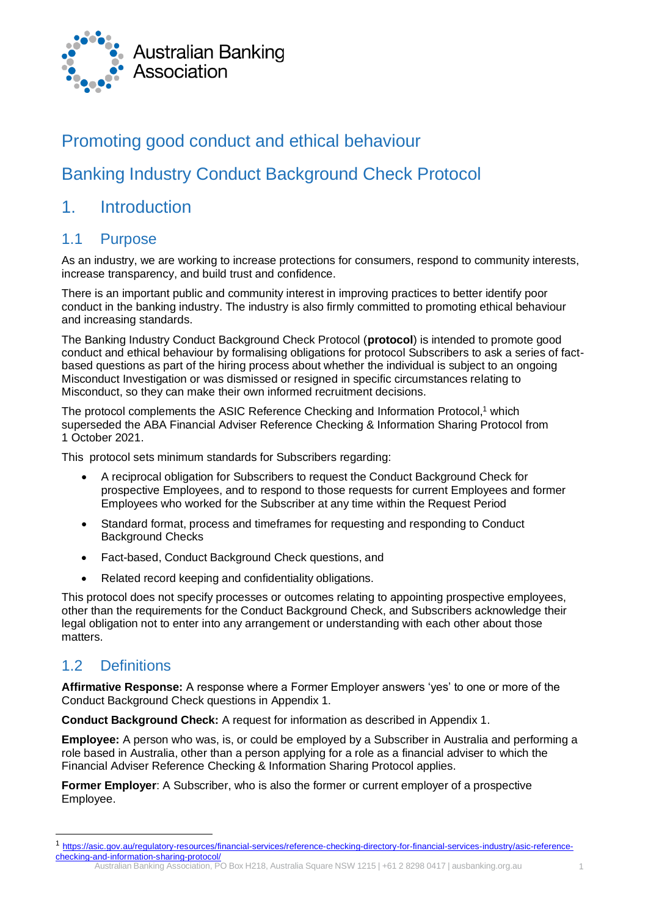Australian Banking Association

# Promoting good conduct and ethical behaviour

# Banking Industry Conduct Background Check Protocol

## 1. Introduction

### 1.1 Purpose

As an industry, we are working to increase protections for consumers, respond to community interests, increase transparency, and build trust and confidence.

There is an important public and community interest in improving practices to better identify poor conduct in the banking industry. The industry is also firmly committed to promoting ethical behaviour and increasing standards.

The Banking Industry Conduct Background Check Protocol (**protocol**) is intended to promote good conduct and ethical behaviour by formalising obligations for protocol Subscribers to ask a series of fact-based questions as part of the hiring process about whether the individual is subject to an ongoing Misconduct Investigation or was dismissed or resigned in specific circumstances relating to Misconduct, so they can make their own informed recruitment decisions.

The protocol complements the ASIC Reference Checking and Information Protocol,[1] which superseded the ABA Financial Adviser Reference Checking & Information Sharing Protocol from 1 October 2021.

This protocol sets minimum standards for Subscribers regarding:

- A reciprocal obligation for Subscribers to request the Conduct Background Check for prospective Employees, and to respond to those requests for current Employees and former Employees who worked for the Subscriber at any time within the Request Period
- Standard format, process and timeframes for requesting and responding to Conduct Background Checks
- Fact-based, Conduct Background Check questions, and
- Related record keeping and confidentiality obligations.

This protocol does not specify processes or outcomes relating to appointing prospective employees, other than the requirements for the Conduct Background Check, and Subscribers acknowledge their legal obligation not to enter into any arrangement or understanding with each other about those matters.

### 1.2 Definitions

**Affirmative Response:** A response where a Former Employer answers 'yes' to one or more of the Conduct Background Check questions in Appendix 1.

**Conduct Background Check:** A request for information as described in Appendix 1.

**Employee:** A person who was, is, or could be employed by a Subscriber in Australia and performing a role based in Australia, other than a person applying for a role as a financial adviser to which the Financial Adviser Reference Checking & Information Sharing Protocol applies.

**Former Employer**: A Subscriber, who is also the former or current employer of a prospective Employee.

[1] https://asic.gov.au/regulatory-resources/financial-services/reference-checking-directory-for-financial-services-industry/asic-reference-checking-and-information-sharing-protocol/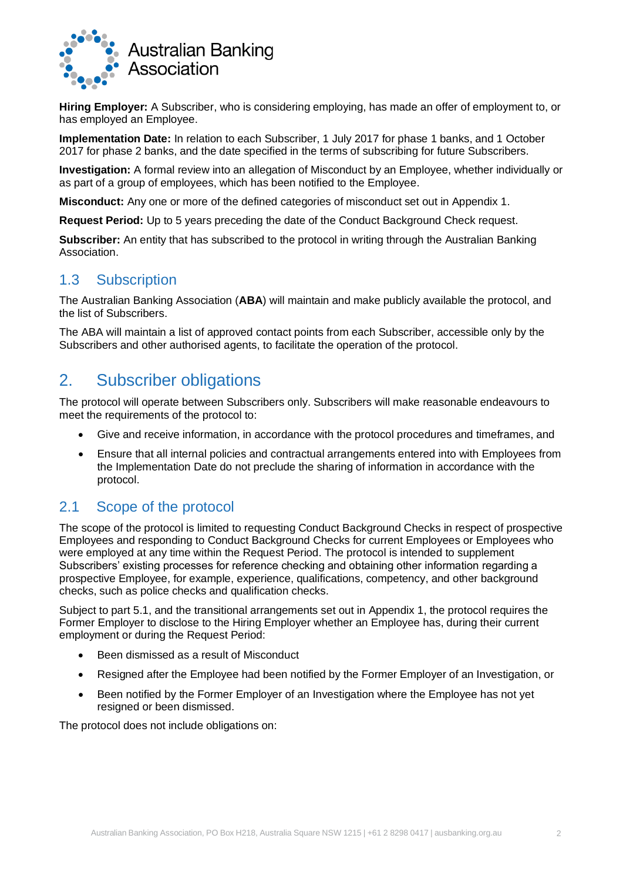**Hiring Employer:** A Subscriber, who is considering employing, has made an offer of employment to, or has employed an Employee.

**Implementation Date:** In relation to each Subscriber, 1 July 2017 for phase 1 banks, and 1 October 2017 for phase 2 banks, and the date specified in the terms of subscribing for future Subscribers.

**Investigation:** A formal review into an allegation of Misconduct by an Employee, whether individually or as part of a group of employees, which has been notified to the Employee.

**Misconduct:** Any one or more of the defined categories of misconduct set out in Appendix 1.

**Request Period:** Up to 5 years preceding the date of the Conduct Background Check request.

**Subscriber:** An entity that has subscribed to the protocol in writing through the Australian Banking Association.

## 1.3 Subscription

The Australian Banking Association (**ABA**) will maintain and make publicly available the protocol, and the list of Subscribers.

The ABA will maintain a list of approved contact points from each Subscriber, accessible only by the Subscribers and other authorised agents, to facilitate the operation of the protocol.

# 2. Subscriber obligations

The protocol will operate between Subscribers only. Subscribers will make reasonable endeavours to meet the requirements of the protocol to:

- Give and receive information, in accordance with the protocol procedures and timeframes, and
- Ensure that all internal policies and contractual arrangements entered into with Employees from the Implementation Date do not preclude the sharing of information in accordance with the protocol.

## 2.1 Scope of the protocol

The scope of the protocol is limited to requesting Conduct Background Checks in respect of prospective Employees and responding to Conduct Background Checks for current Employees or Employees who were employed at any time within the Request Period. The protocol is intended to supplement Subscribers' existing processes for reference checking and obtaining other information regarding a prospective Employee, for example, experience, qualifications, competency, and other background checks, such as police checks and qualification checks.

Subject to part 5.1, and the transitional arrangements set out in Appendix 1, the protocol requires the Former Employer to disclose to the Hiring Employer whether an Employee has, during their current employment or during the Request Period:

- Been dismissed as a result of Misconduct
- Resigned after the Employee had been notified by the Former Employer of an Investigation, or
- Been notified by the Former Employer of an Investigation where the Employee has not yet resigned or been dismissed.

The protocol does not include obligations on: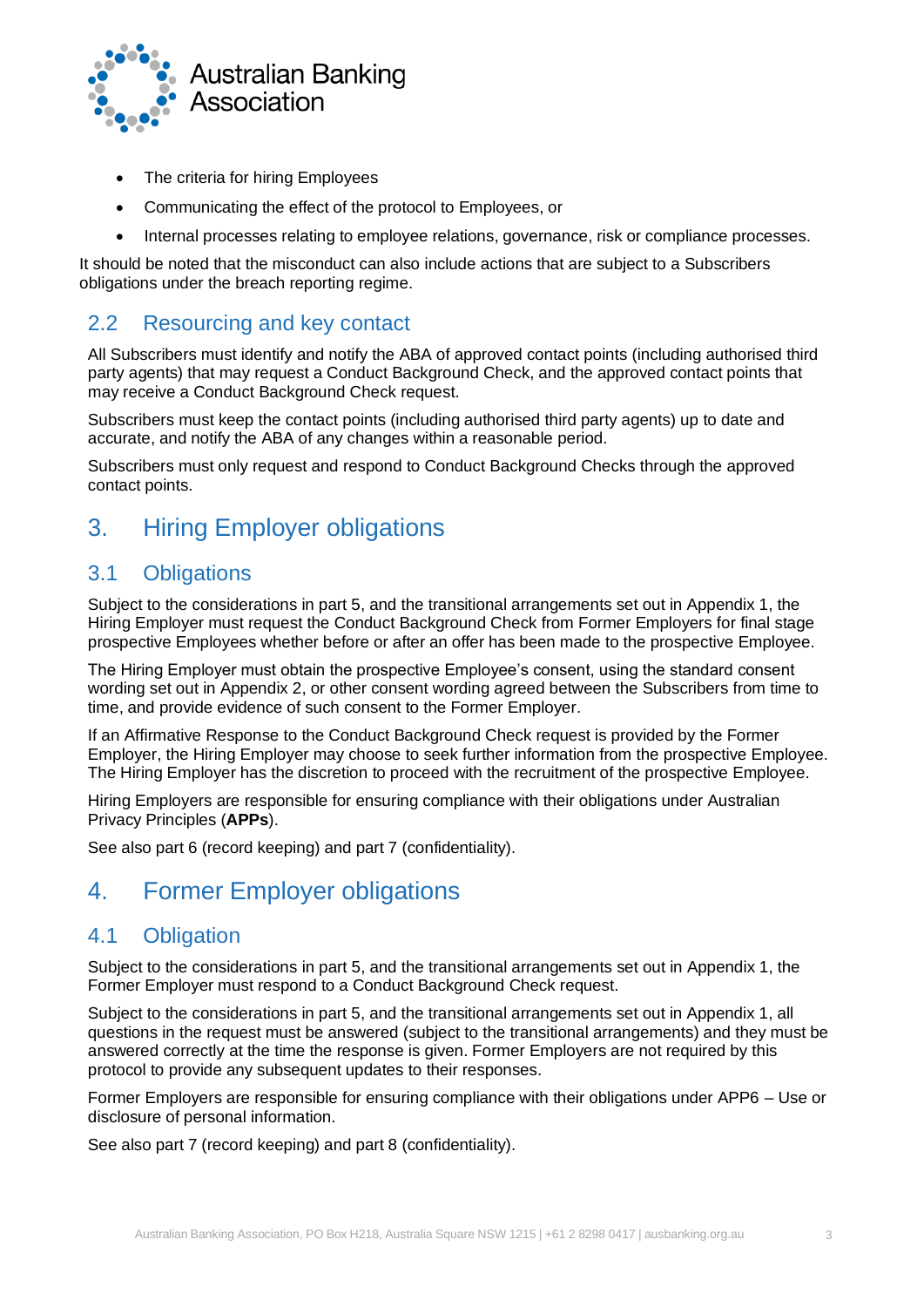- The criteria for hiring Employees
- Communicating the effect of the protocol to Employees, or
- Internal processes relating to employee relations, governance, risk or compliance processes.

It should be noted that the misconduct can also include actions that are subject to a Subscribers obligations under the breach reporting regime.

## 2.2 Resourcing and key contact

All Subscribers must identify and notify the ABA of approved contact points (including authorised third party agents) that may request a Conduct Background Check, and the approved contact points that may receive a Conduct Background Check request.

Subscribers must keep the contact points (including authorised third party agents) up to date and accurate, and notify the ABA of any changes within a reasonable period.

Subscribers must only request and respond to Conduct Background Checks through the approved contact points.

# 3. Hiring Employer obligations

## 3.1 Obligations

Subject to the considerations in part 5, and the transitional arrangements set out in Appendix 1, the Hiring Employer must request the Conduct Background Check from Former Employers for final stage prospective Employees whether before or after an offer has been made to the prospective Employee.

The Hiring Employer must obtain the prospective Employee's consent, using the standard consent wording set out in Appendix 2, or other consent wording agreed between the Subscribers from time to time, and provide evidence of such consent to the Former Employer.

If an Affirmative Response to the Conduct Background Check request is provided by the Former Employer, the Hiring Employer may choose to seek further information from the prospective Employee. The Hiring Employer has the discretion to proceed with the recruitment of the prospective Employee.

Hiring Employers are responsible for ensuring compliance with their obligations under Australian Privacy Principles (**APPs**).

See also part 6 (record keeping) and part 7 (confidentiality).

# 4. Former Employer obligations

## 4.1 Obligation

Subject to the considerations in part 5, and the transitional arrangements set out in Appendix 1, the Former Employer must respond to a Conduct Background Check request.

Subject to the considerations in part 5, and the transitional arrangements set out in Appendix 1, all questions in the request must be answered (subject to the transitional arrangements) and they must be answered correctly at the time the response is given. Former Employers are not required by this protocol to provide any subsequent updates to their responses.

Former Employers are responsible for ensuring compliance with their obligations under APP6 – Use or disclosure of personal information.

See also part 7 (record keeping) and part 8 (confidentiality).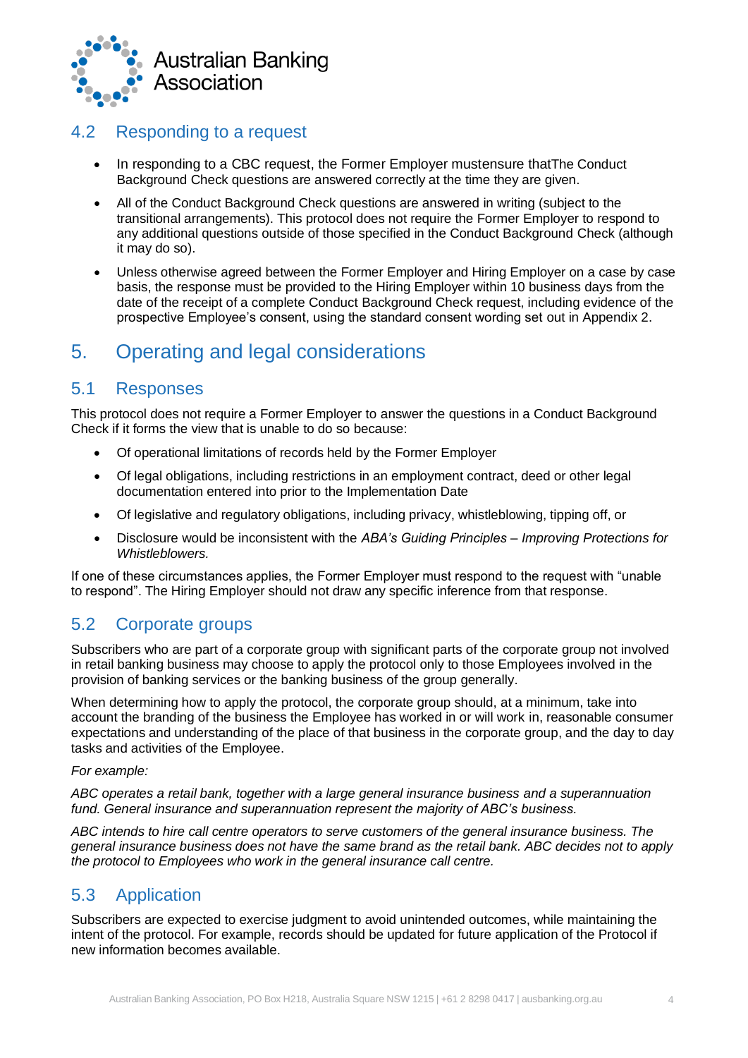## 4.2 Responding to a request

- In responding to a CBC request, the Former Employer mustensure thatThe Conduct Background Check questions are answered correctly at the time they are given.
- All of the Conduct Background Check questions are answered in writing (subject to the transitional arrangements). This protocol does not require the Former Employer to respond to any additional questions outside of those specified in the Conduct Background Check (although it may do so).
- Unless otherwise agreed between the Former Employer and Hiring Employer on a case by case basis, the response must be provided to the Hiring Employer within 10 business days from the date of the receipt of a complete Conduct Background Check request, including evidence of the prospective Employee's consent, using the standard consent wording set out in Appendix 2.

# 5. Operating and legal considerations

## 5.1 Responses

This protocol does not require a Former Employer to answer the questions in a Conduct Background Check if it forms the view that is unable to do so because:

- Of operational limitations of records held by the Former Employer
- Of legal obligations, including restrictions in an employment contract, deed or other legal documentation entered into prior to the Implementation Date
- Of legislative and regulatory obligations, including privacy, whistleblowing, tipping off, or
- Disclosure would be inconsistent with the *ABA's Guiding Principles – Improving Protections for Whistleblowers.*

If one of these circumstances applies, the Former Employer must respond to the request with "unable to respond". The Hiring Employer should not draw any specific inference from that response.

## 5.2 Corporate groups

Subscribers who are part of a corporate group with significant parts of the corporate group not involved in retail banking business may choose to apply the protocol only to those Employees involved in the provision of banking services or the banking business of the group generally.

When determining how to apply the protocol, the corporate group should, at a minimum, take into account the branding of the business the Employee has worked in or will work in, reasonable consumer expectations and understanding of the place of that business in the corporate group, and the day to day tasks and activities of the Employee.

*For example:*

*ABC operates a retail bank, together with a large general insurance business and a superannuation fund. General insurance and superannuation represent the majority of ABC's business.*

*ABC intends to hire call centre operators to serve customers of the general insurance business. The general insurance business does not have the same brand as the retail bank. ABC decides not to apply the protocol to Employees who work in the general insurance call centre.*

## 5.3 Application

Subscribers are expected to exercise judgment to avoid unintended outcomes, while maintaining the intent of the protocol. For example, records should be updated for future application of the Protocol if new information becomes available.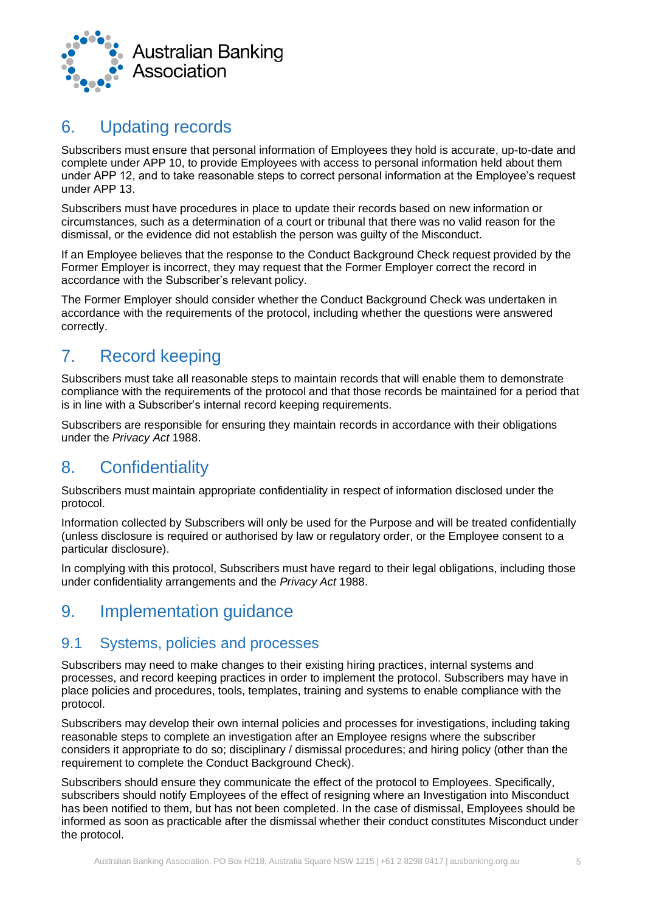# 6. Updating records

Subscribers must ensure that personal information of Employees they hold is accurate, up-to-date and complete under APP 10, to provide Employees with access to personal information held about them under APP 12, and to take reasonable steps to correct personal information at the Employee's request under APP 13.

Subscribers must have procedures in place to update their records based on new information or circumstances, such as a determination of a court or tribunal that there was no valid reason for the dismissal, or the evidence did not establish the person was guilty of the Misconduct.

If an Employee believes that the response to the Conduct Background Check request provided by the Former Employer is incorrect, they may request that the Former Employer correct the record in accordance with the Subscriber's relevant policy.

The Former Employer should consider whether the Conduct Background Check was undertaken in accordance with the requirements of the protocol, including whether the questions were answered correctly.

# 7. Record keeping

Subscribers must take all reasonable steps to maintain records that will enable them to demonstrate compliance with the requirements of the protocol and that those records be maintained for a period that is in line with a Subscriber's internal record keeping requirements.

Subscribers are responsible for ensuring they maintain records in accordance with their obligations under the *Privacy Act* 1988.

# 8. Confidentiality

Subscribers must maintain appropriate confidentiality in respect of information disclosed under the protocol.

Information collected by Subscribers will only be used for the Purpose and will be treated confidentially (unless disclosure is required or authorised by law or regulatory order, or the Employee consent to a particular disclosure).

In complying with this protocol, Subscribers must have regard to their legal obligations, including those under confidentiality arrangements and the *Privacy Act* 1988.

# 9. Implementation guidance

## 9.1 Systems, policies and processes

Subscribers may need to make changes to their existing hiring practices, internal systems and processes, and record keeping practices in order to implement the protocol. Subscribers may have in place policies and procedures, tools, templates, training and systems to enable compliance with the protocol.

Subscribers may develop their own internal policies and processes for investigations, including taking reasonable steps to complete an investigation after an Employee resigns where the subscriber considers it appropriate to do so; disciplinary / dismissal procedures; and hiring policy (other than the requirement to complete the Conduct Background Check).

Subscribers should ensure they communicate the effect of the protocol to Employees. Specifically, subscribers should notify Employees of the effect of resigning where an Investigation into Misconduct has been notified to them, but has not been completed. In the case of dismissal, Employees should be informed as soon as practicable after the dismissal whether their conduct constitutes Misconduct under the protocol.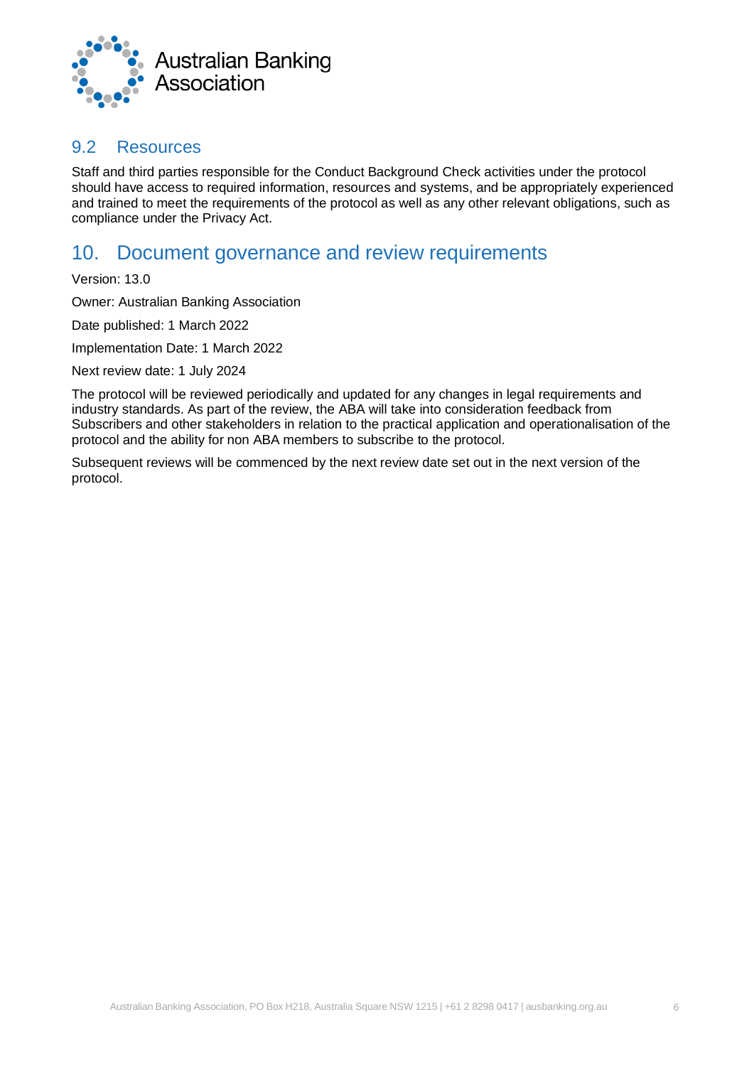## 9.2 Resources

Staff and third parties responsible for the Conduct Background Check activities under the protocol should have access to required information, resources and systems, and be appropriately experienced and trained to meet the requirements of the protocol as well as any other relevant obligations, such as compliance under the Privacy Act.

# 10. Document governance and review requirements

Version: 13.0

Owner: Australian Banking Association

Date published: 1 March 2022

Implementation Date: 1 March 2022

Next review date: 1 July 2024

The protocol will be reviewed periodically and updated for any changes in legal requirements and industry standards. As part of the review, the ABA will take into consideration feedback from Subscribers and other stakeholders in relation to the practical application and operationalisation of the protocol and the ability for non ABA members to subscribe to the protocol.

Subsequent reviews will be commenced by the next review date set out in the next version of the protocol.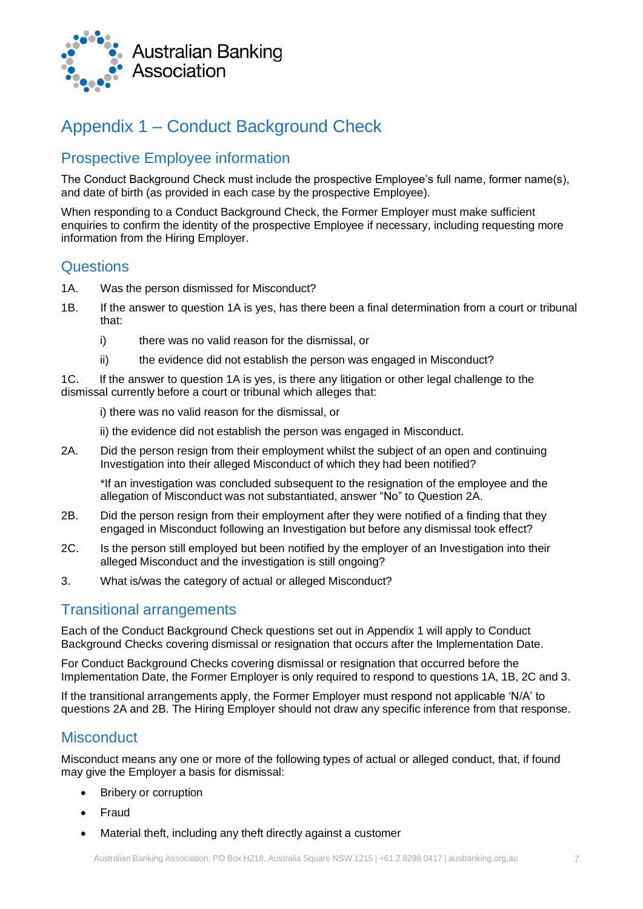# Appendix 1 – Conduct Background Check

## Prospective Employee information

The Conduct Background Check must include the prospective Employee's full name, former name(s), and date of birth (as provided in each case by the prospective Employee).

When responding to a Conduct Background Check, the Former Employer must make sufficient enquiries to confirm the identity of the prospective Employee if necessary, including requesting more information from the Hiring Employer.

## Questions

1A. Was the person dismissed for Misconduct?

1B. If the answer to question 1A is yes, has there been a final determination from a court or tribunal that:

- i) there was no valid reason for the dismissal, or
- ii) the evidence did not establish the person was engaged in Misconduct?

1C. If the answer to question 1A is yes, is there any litigation or other legal challenge to the dismissal currently before a court or tribunal which alleges that:

- i) there was no valid reason for the dismissal, or
- ii) the evidence did not establish the person was engaged in Misconduct.

2A. Did the person resign from their employment whilst the subject of an open and continuing Investigation into their alleged Misconduct of which they had been notified?

*If an investigation was concluded subsequent to the resignation of the employee and the allegation of Misconduct was not substantiated, answer "No" to Question 2A.

2B. Did the person resign from their employment after they were notified of a finding that they engaged in Misconduct following an Investigation but before any dismissal took effect?

2C. Is the person still employed but been notified by the employer of an Investigation into their alleged Misconduct and the investigation is still ongoing?

3. What is/was the category of actual or alleged Misconduct?

## Transitional arrangements

Each of the Conduct Background Check questions set out in Appendix 1 will apply to Conduct Background Checks covering dismissal or resignation that occurs after the Implementation Date.

For Conduct Background Checks covering dismissal or resignation that occurred before the Implementation Date, the Former Employer is only required to respond to questions 1A, 1B, 2C and 3.

If the transitional arrangements apply, the Former Employer must respond not applicable 'N/A' to questions 2A and 2B. The Hiring Employer should not draw any specific inference from that response.

## Misconduct

Misconduct means any one or more of the following types of actual or alleged conduct, that, if found may give the Employer a basis for dismissal:

- Bribery or corruption
- Fraud
- Material theft, including any theft directly against a customer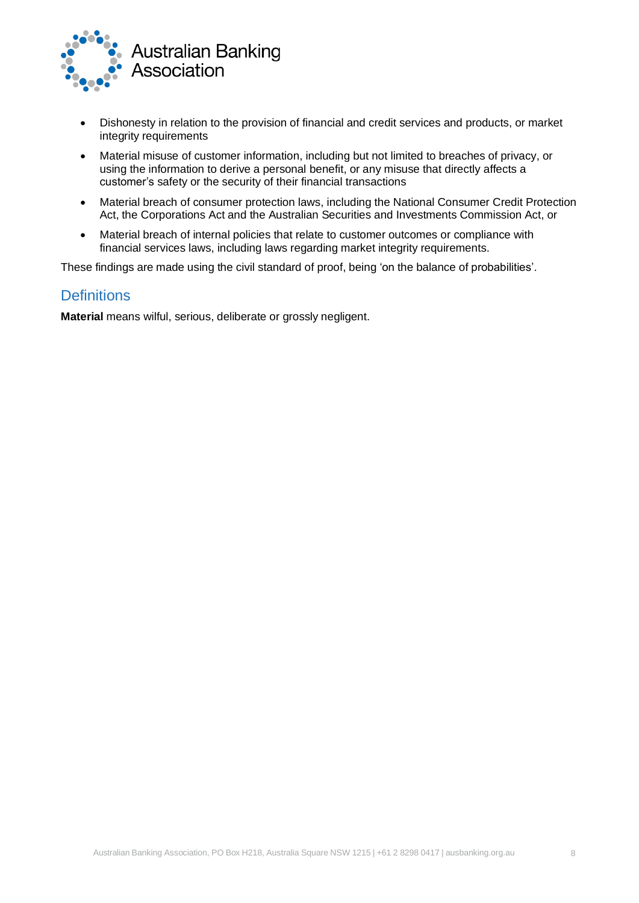- Dishonesty in relation to the provision of financial and credit services and products, or market integrity requirements
- Material misuse of customer information, including but not limited to breaches of privacy, or using the information to derive a personal benefit, or any misuse that directly affects a customer's safety or the security of their financial transactions
- Material breach of consumer protection laws, including the National Consumer Credit Protection Act, the Corporations Act and the Australian Securities and Investments Commission Act, or
- Material breach of internal policies that relate to customer outcomes or compliance with financial services laws, including laws regarding market integrity requirements.

These findings are made using the civil standard of proof, being 'on the balance of probabilities'.

## Definitions

**Material** means wilful, serious, deliberate or grossly negligent.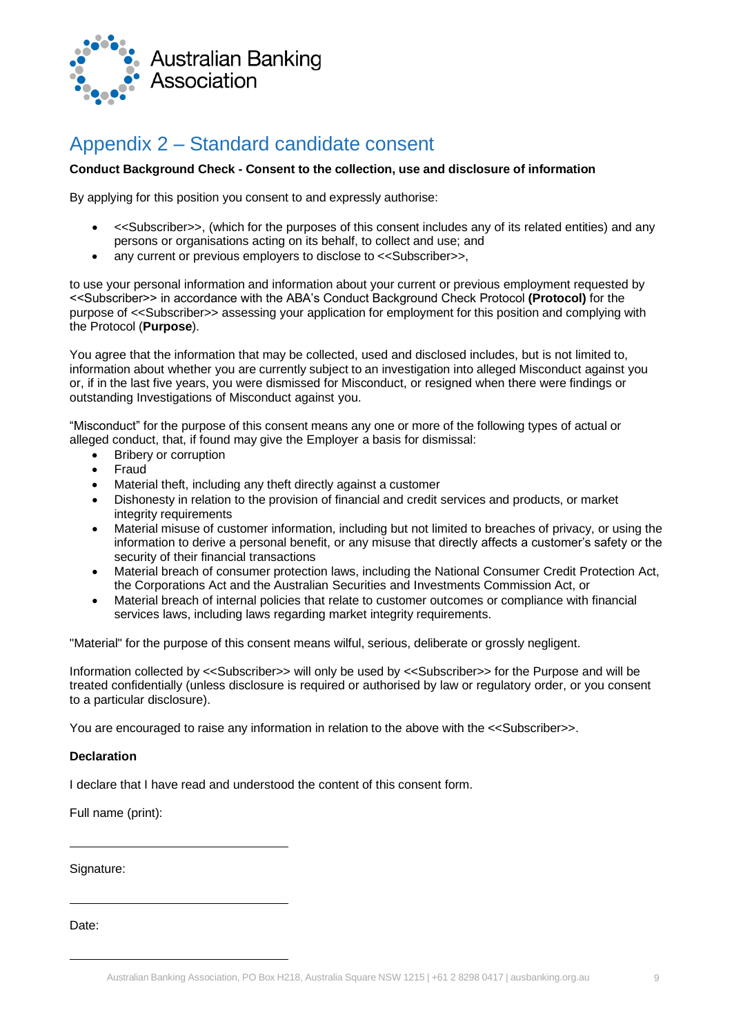# Appendix 2 – Standard candidate consent

**Conduct Background Check - Consent to the collection, use and disclosure of information**

By applying for this position you consent to and expressly authorise:

- <<Subscriber>>, (which for the purposes of this consent includes any of its related entities) and any persons or organisations acting on its behalf, to collect and use; and
- any current or previous employers to disclose to <<Subscriber>>,

to use your personal information and information about your current or previous employment requested by <<Subscriber>> in accordance with the ABA's Conduct Background Check Protocol **(Protocol)** for the purpose of <<Subscriber>> assessing your application for employment for this position and complying with the Protocol (**Purpose**).

You agree that the information that may be collected, used and disclosed includes, but is not limited to, information about whether you are currently subject to an investigation into alleged Misconduct against you or, if in the last five years, you were dismissed for Misconduct, or resigned when there were findings or outstanding Investigations of Misconduct against you.

"Misconduct" for the purpose of this consent means any one or more of the following types of actual or alleged conduct, that, if found may give the Employer a basis for dismissal:

- Bribery or corruption
- Fraud
- Material theft, including any theft directly against a customer
- Dishonesty in relation to the provision of financial and credit services and products, or market integrity requirements
- Material misuse of customer information, including but not limited to breaches of privacy, or using the information to derive a personal benefit, or any misuse that directly affects a customer's safety or the security of their financial transactions
- Material breach of consumer protection laws, including the National Consumer Credit Protection Act, the Corporations Act and the Australian Securities and Investments Commission Act, or
- Material breach of internal policies that relate to customer outcomes or compliance with financial services laws, including laws regarding market integrity requirements.

"Material" for the purpose of this consent means wilful, serious, deliberate or grossly negligent.

Information collected by <<Subscriber>> will only be used by <<Subscriber>> for the Purpose and will be treated confidentially (unless disclosure is required or authorised by law or regulatory order, or you consent to a particular disclosure).

You are encouraged to raise any information in relation to the above with the <<Subscriber>>.

**Declaration**

I declare that I have read and understood the content of this consent form.

Full name (print):

\_\_\_\_\_\_\_\_\_\_\_\_\_\_\_\_\_\_\_\_\_\_\_\_\_\_\_\_\_\_

Signature:

\_\_\_\_\_\_\_\_\_\_\_\_\_\_\_\_\_\_\_\_\_\_\_\_\_\_\_\_\_\_

Date:

\_\_\_\_\_\_\_\_\_\_\_\_\_\_\_\_\_\_\_\_\_\_\_\_\_\_\_\_\_\_